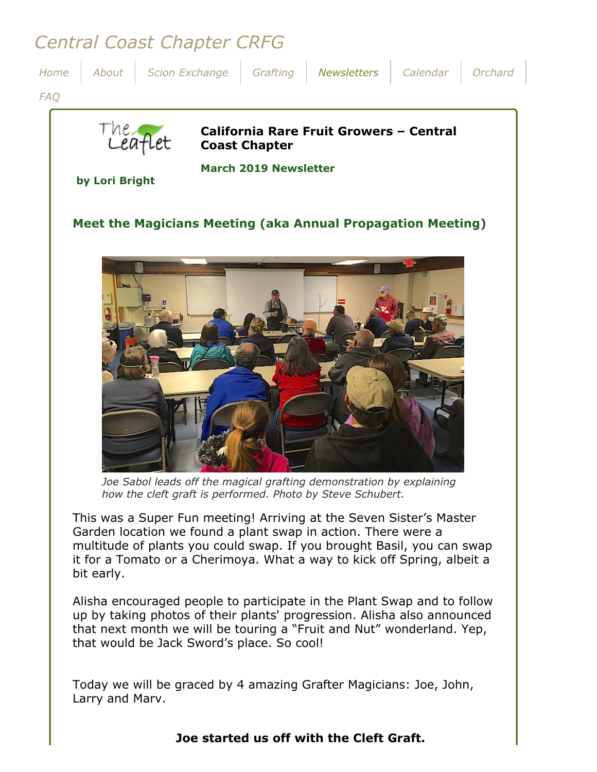# Central Coast Chapter CRFG

Home | About | Scion Exchange | Grafting | Newsletters | Calendar | Orchard | FAQ

## California Rare Fruit Growers – Central Coast Chapter

**March 2019 Newsletter**

**by Lori Bright**

## Meet the Magicians Meeting (aka Annual Propagation Meeting)

*Joe Sabol leads off the magical grafting demonstration by explaining how the cleft graft is performed. Photo by Steve Schubert.*

This was a Super Fun meeting! Arriving at the Seven Sister's Master Garden location we found a plant swap in action. There were a multitude of plants you could swap. If you brought Basil, you can swap it for a Tomato or a Cherimoya. What a way to kick off Spring, albeit a bit early.

Alisha encouraged people to participate in the Plant Swap and to follow up by taking photos of their plants' progression. Alisha also announced that next month we will be touring a "Fruit and Nut" wonderland. Yep, that would be Jack Sword's place. So cool!

Today we will be graced by 4 amazing Grafter Magicians: Joe, John, Larry and Marv.

**Joe started us off with the Cleft Graft.**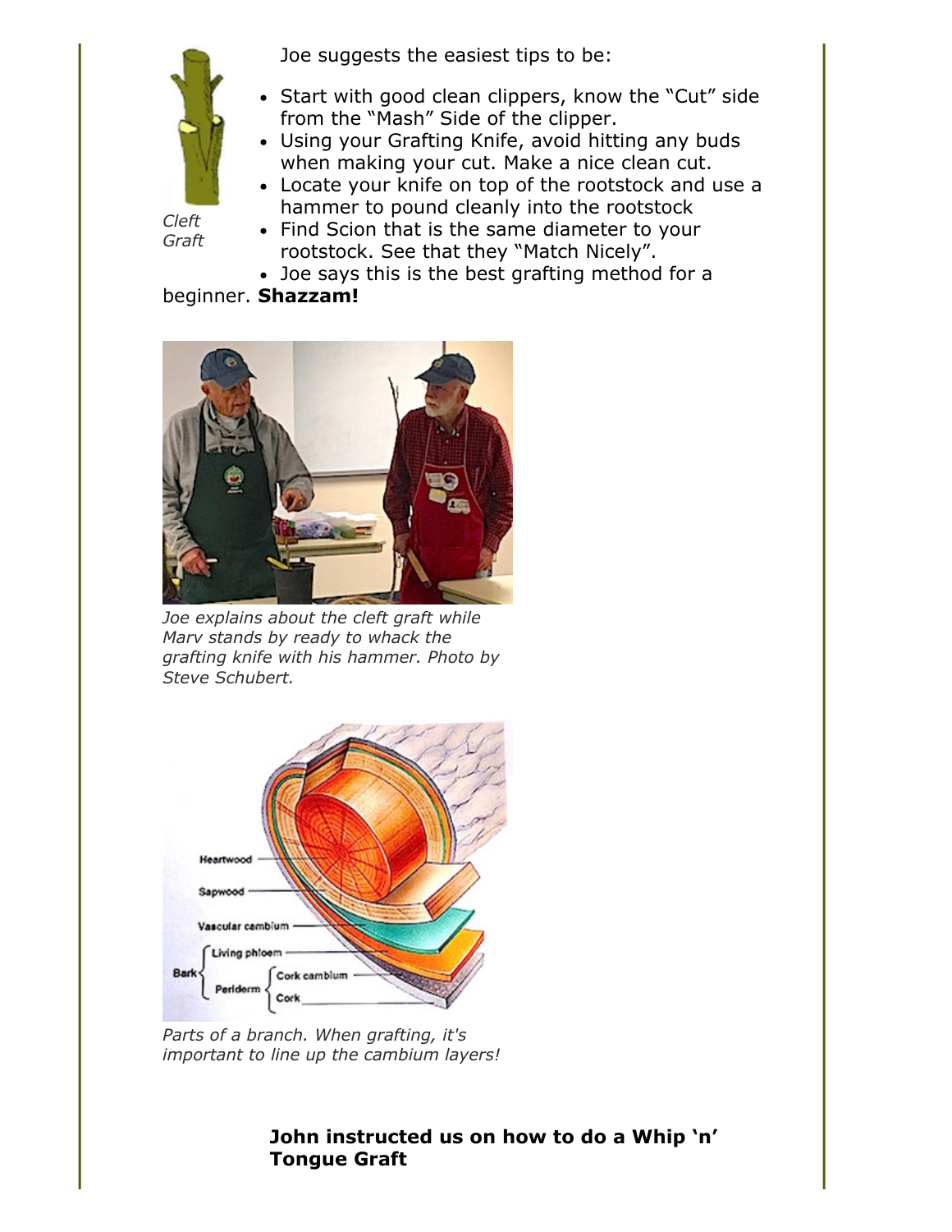Joe suggests the easiest tips to be:

- Start with good clean clippers, know the "Cut" side from the "Mash" Side of the clipper.
- Using your Grafting Knife, avoid hitting any buds when making your cut. Make a nice clean cut.
- Locate your knife on top of the rootstock and use a hammer to pound cleanly into the rootstock
- Find Scion that is the same diameter to your rootstock. See that they "Match Nicely".
- Joe says this is the best grafting method for a beginner. **Shazzam!**

*Cleft Graft*

*Joe explains about the cleft graft while Marv stands by ready to whack the grafting knife with his hammer. Photo by Steve Schubert.*

*Parts of a branch. When grafting, it's important to line up the cambium layers!*

**John instructed us on how to do a Whip 'n' Tongue Graft**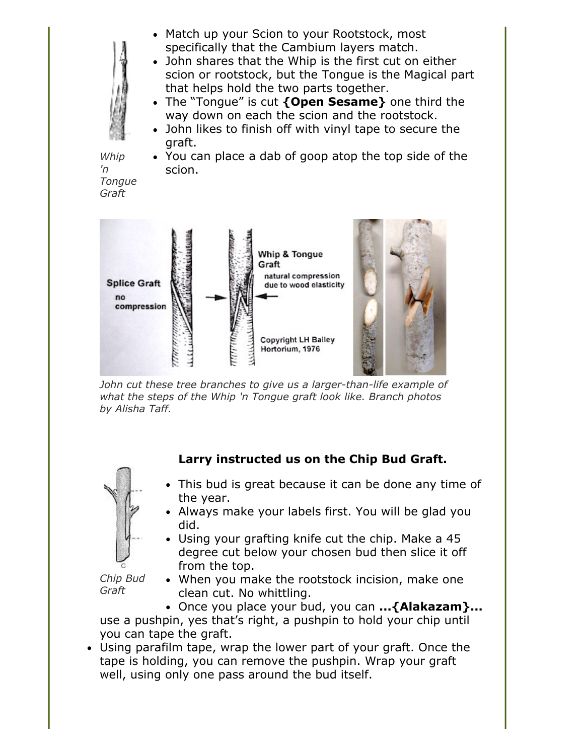- Match up your Scion to your Rootstock, most specifically that the Cambium layers match.
- John shares that the Whip is the first cut on either scion or rootstock, but the Tongue is the Magical part that helps hold the two parts together.
- The "Tongue" is cut **{Open Sesame}** one third the way down on each the scion and the rootstock.
- John likes to finish off with vinyl tape to secure the graft.
- You can place a dab of goop atop the top side of the scion.

*Whip 'n Tongue Graft*

*John cut these tree branches to give us a larger-than-life example of what the steps of the Whip 'n Tongue graft look like. Branch photos by Alisha Taff.*

**Larry instructed us on the Chip Bud Graft.**

*Chip Bud Graft*

- This bud is great because it can be done any time of the year.
- Always make your labels first. You will be glad you did.
- Using your grafting knife cut the chip. Make a 45 degree cut below your chosen bud then slice it off from the top.
- When you make the rootstock incision, make one clean cut. No whittling.
- Once you place your bud, you can **...{Alakazam}...** use a pushpin, yes that's right, a pushpin to hold your chip until you can tape the graft.
- Using parafilm tape, wrap the lower part of your graft. Once the tape is holding, you can remove the pushpin. Wrap your graft well, using only one pass around the bud itself.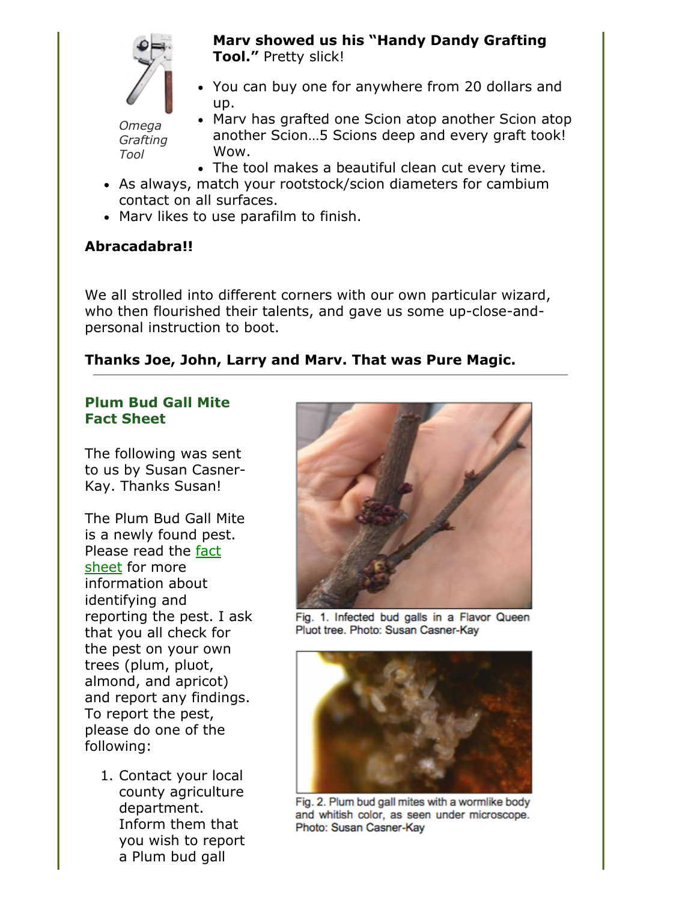Omega Grafting Tool

**Marv showed us his "Handy Dandy Grafting Tool."** Pretty slick!

- You can buy one for anywhere from 20 dollars and up.
- Marv has grafted one Scion atop another Scion atop another Scion…5 Scions deep and every graft took! Wow.
- The tool makes a beautiful clean cut every time.
- As always, match your rootstock/scion diameters for cambium contact on all surfaces.
- Marv likes to use parafilm to finish.

**Abracadabra!!**

We all strolled into different corners with our own particular wizard, who then flourished their talents, and gave us some up-close-and-personal instruction to boot.

**Thanks Joe, John, Larry and Marv. That was Pure Magic.**

---

### Plum Bud Gall Mite Fact Sheet

The following was sent to us by Susan Casner-Kay. Thanks Susan!

The Plum Bud Gall Mite is a newly found pest. Please read the fact sheet for more information about identifying and reporting the pest. I ask that you all check for the pest on your own trees (plum, pluot, almond, and apricot) and report any findings. To report the pest, please do one of the following:

1. Contact your local county agriculture department. Inform them that you wish to report a Plum bud gall

Fig. 1. Infected bud galls in a Flavor Queen Pluot tree. Photo: Susan Casner-Kay

Fig. 2. Plum bud gall mites with a wormlike body and whitish color, as seen under microscope. Photo: Susan Casner-Kay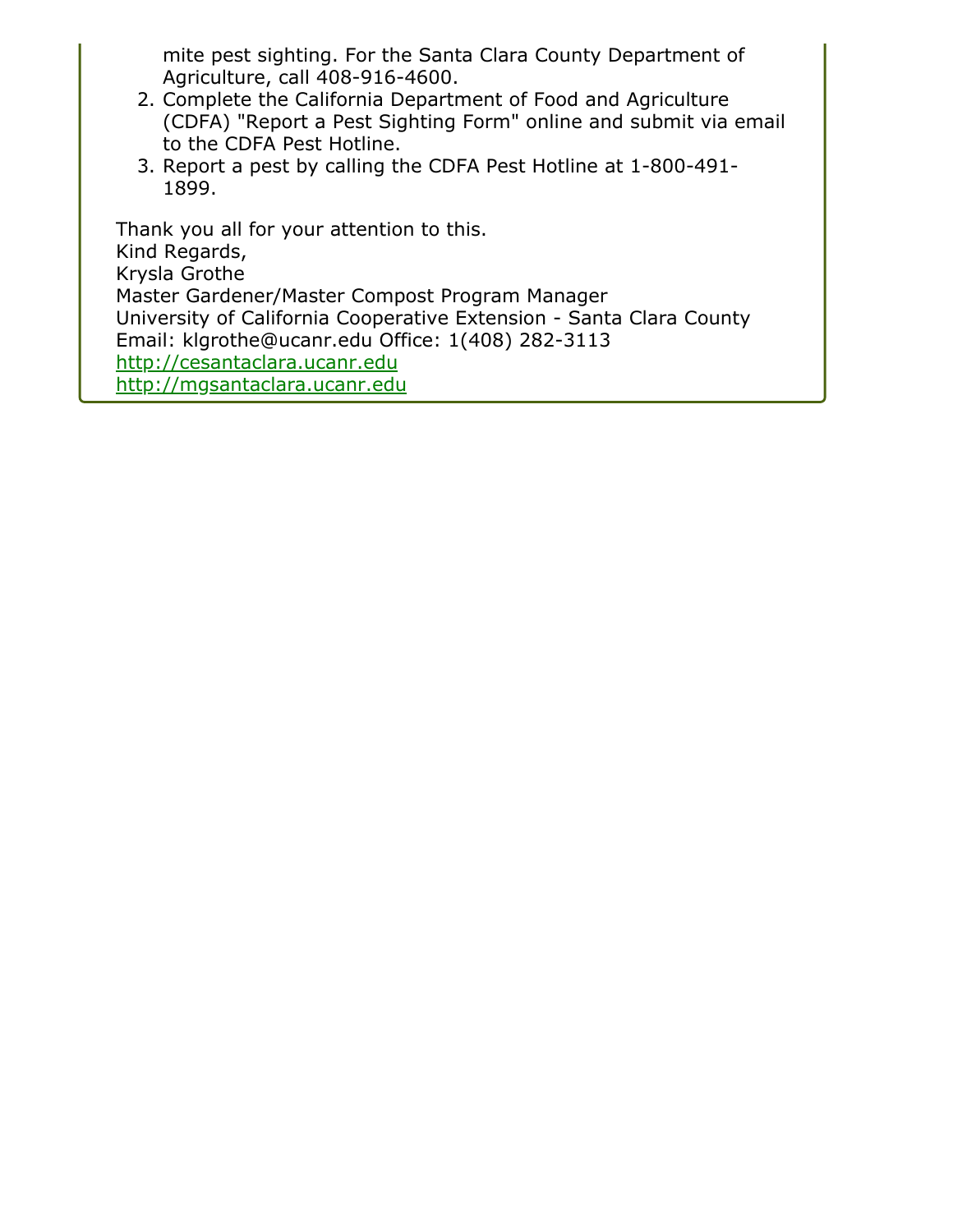mite pest sighting. For the Santa Clara County Department of Agriculture, call 408-916-4600.

2. Complete the California Department of Food and Agriculture (CDFA) "Report a Pest Sighting Form" online and submit via email to the CDFA Pest Hotline.
3. Report a pest by calling the CDFA Pest Hotline at 1-800-491-1899.

Thank you all for your attention to this.
Kind Regards,
Krysla Grothe
Master Gardener/Master Compost Program Manager
University of California Cooperative Extension - Santa Clara County
Email: klgrothe@ucanr.edu Office: 1(408) 282-3113
http://cesantaclara.ucanr.edu
http://mgsantaclara.ucanr.edu